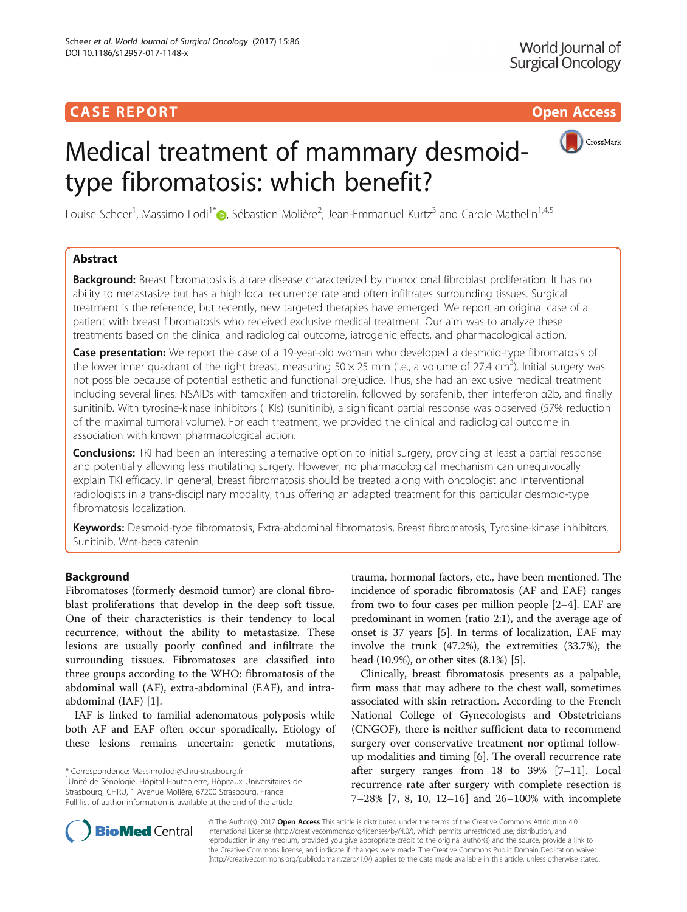CASE REPORT

Open Access

# Medical treatment of mammary desmoid-type fibromatosis: which benefit?

Louise Scheer[1], Massimo Lodi[1*], Sébastien Molière[2], Jean-Emmanuel Kurtz[3] and Carole Mathelin[1,4,5]

## Abstract

**Background:** Breast fibromatosis is a rare disease characterized by monoclonal fibroblast proliferation. It has no ability to metastasize but has a high local recurrence rate and often infiltrates surrounding tissues. Surgical treatment is the reference, but recently, new targeted therapies have emerged. We report an original case of a patient with breast fibromatosis who received exclusive medical treatment. Our aim was to analyze these treatments based on the clinical and radiological outcome, iatrogenic effects, and pharmacological action.

**Case presentation:** We report the case of a 19-year-old woman who developed a desmoid-type fibromatosis of the lower inner quadrant of the right breast, measuring 50 × 25 mm (i.e., a volume of 27.4 $cm^3$). Initial surgery was not possible because of potential esthetic and functional prejudice. Thus, she had an exclusive medical treatment including several lines: NSAIDs with tamoxifen and triptorelin, followed by sorafenib, then interferon α2b, and finally sunitinib. With tyrosine-kinase inhibitors (TKIs) (sunitinib), a significant partial response was observed (57% reduction of the maximal tumoral volume). For each treatment, we provided the clinical and radiological outcome in association with known pharmacological action.

**Conclusions:** TKI had been an interesting alternative option to initial surgery, providing at least a partial response and potentially allowing less mutilating surgery. However, no pharmacological mechanism can unequivocally explain TKI efficacy. In general, breast fibromatosis should be treated along with oncologist and interventional radiologists in a trans-disciplinary modality, thus offering an adapted treatment for this particular desmoid-type fibromatosis localization.

**Keywords:** Desmoid-type fibromatosis, Extra-abdominal fibromatosis, Breast fibromatosis, Tyrosine-kinase inhibitors, Sunitinib, Wnt-beta catenin

## Background

Fibromatoses (formerly desmoid tumor) are clonal fibroblast proliferations that develop in the deep soft tissue. One of their characteristics is their tendency to local recurrence, without the ability to metastasize. These lesions are usually poorly confined and infiltrate the surrounding tissues. Fibromatoses are classified into three groups according to the WHO: fibromatosis of the abdominal wall (AF), extra-abdominal (EAF), and intra-abdominal (IAF) [1].

IAF is linked to familial adenomatous polyposis while both AF and EAF often occur sporadically. Etiology of these lesions remains uncertain: genetic mutations, trauma, hormonal factors, etc., have been mentioned. The incidence of sporadic fibromatosis (AF and EAF) ranges from two to four cases per million people [2–4]. EAF are predominant in women (ratio 2:1), and the average age of onset is 37 years [5]. In terms of localization, EAF may involve the trunk (47.2%), the extremities (33.7%), the head (10.9%), or other sites (8.1%) [5].

Clinically, breast fibromatosis presents as a palpable, firm mass that may adhere to the chest wall, sometimes associated with skin retraction. According to the French National College of Gynecologists and Obstetricians (CNGOF), there is neither sufficient data to recommend surgery over conservative treatment nor optimal follow-up modalities and timing [6]. The overall recurrence rate after surgery ranges from 18 to 39% [7–11]. Local recurrence rate after surgery with complete resection is 7–28% [7, 8, 10, 12–16] and 26–100% with incomplete

* Correspondence: Massimo.lodi@chru-strasbourg.fr
[1]Unité de Sénologie, Hôpital Hautepierre, Hôpitaux Universitaires de Strasbourg, CHRU, 1 Avenue Molière, 67200 Strasbourg, France
Full list of author information is available at the end of the article

© The Author(s). 2017 **Open Access** This article is distributed under the terms of the Creative Commons Attribution 4.0 International License (http://creativecommons.org/licenses/by/4.0/), which permits unrestricted use, distribution, and reproduction in any medium, provided you give appropriate credit to the original author(s) and the source, provide a link to the Creative Commons license, and indicate if changes were made. The Creative Commons Public Domain Dedication waiver (http://creativecommons.org/publicdomain/zero/1.0/) applies to the data made available in this article, unless otherwise stated.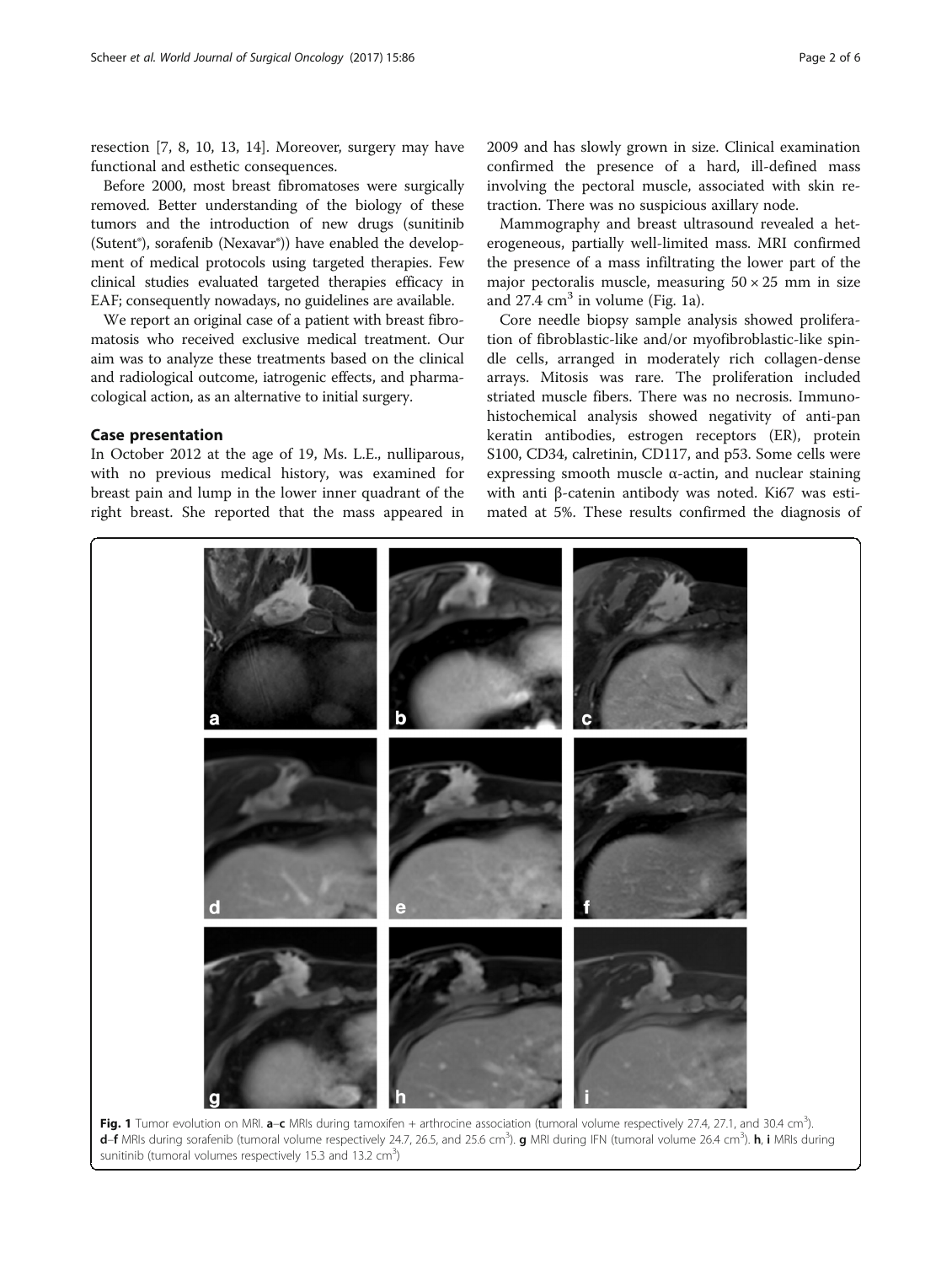resection [7, 8, 10, 13, 14]. Moreover, surgery may have functional and esthetic consequences.

Before 2000, most breast fibromatoses were surgically removed. Better understanding of the biology of these tumors and the introduction of new drugs (sunitinib (Sutent®), sorafenib (Nexavar®)) have enabled the development of medical protocols using targeted therapies. Few clinical studies evaluated targeted therapies efficacy in EAF; consequently nowadays, no guidelines are available.

We report an original case of a patient with breast fibromatosis who received exclusive medical treatment. Our aim was to analyze these treatments based on the clinical and radiological outcome, iatrogenic effects, and pharmacological action, as an alternative to initial surgery.

## Case presentation

In October 2012 at the age of 19, Ms. L.E., nulliparous, with no previous medical history, was examined for breast pain and lump in the lower inner quadrant of the right breast. She reported that the mass appeared in 2009 and has slowly grown in size. Clinical examination confirmed the presence of a hard, ill-defined mass involving the pectoral muscle, associated with skin retraction. There was no suspicious axillary node.

Mammography and breast ultrasound revealed a heterogeneous, partially well-limited mass. MRI confirmed the presence of a mass infiltrating the lower part of the major pectoralis muscle, measuring 50 × 25 mm in size and 27.4 $cm^3$ in volume (Fig. 1a).

Core needle biopsy sample analysis showed proliferation of fibroblastic-like and/or myofibroblastic-like spindle cells, arranged in moderately rich collagen-dense arrays. Mitosis was rare. The proliferation included striated muscle fibers. There was no necrosis. Immunohistochemical analysis showed negativity of anti-pan keratin antibodies, estrogen receptors (ER), protein S100, CD34, calretinin, CD117, and p53. Some cells were expressing smooth muscle α-actin, and nuclear staining with anti β-catenin antibody was noted. Ki67 was estimated at 5%. These results confirmed the diagnosis of

**Fig. 1** Tumor evolution on MRI. **a**–**c** MRIs during tamoxifen + arthrocine association (tumoral volume respectively 27.4, 27.1, and 30.4 $cm^3$). **d**–**f** MRIs during sorafenib (tumoral volume respectively 24.7, 26.5, and 25.6 $cm^3$). **g** MRI during IFN (tumoral volume 26.4 $cm^3$). **h**, **i** MRIs during sunitinib (tumoral volumes respectively 15.3 and 13.2 $cm^3$)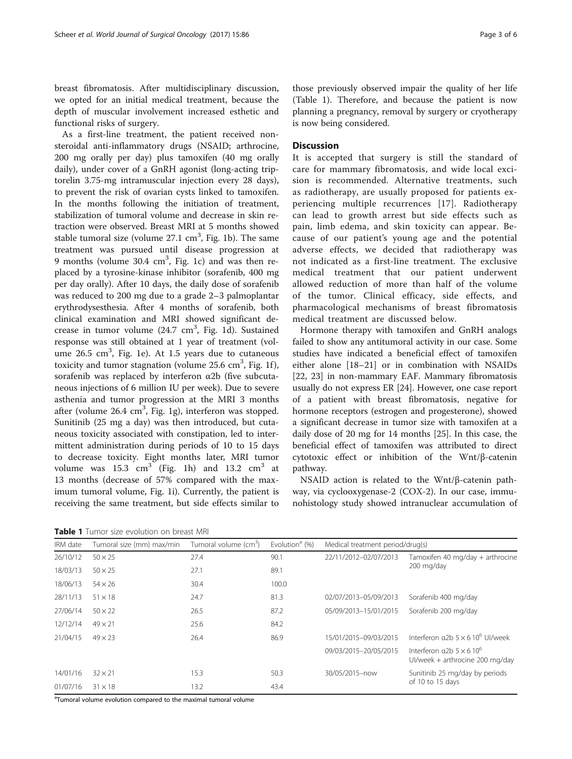breast fibromatosis. After multidisciplinary discussion, we opted for an initial medical treatment, because the depth of muscular involvement increased esthetic and functional risks of surgery.

As a first-line treatment, the patient received non-steroidal anti-inflammatory drugs (NSAID; arthrocine, 200 mg orally per day) plus tamoxifen (40 mg orally daily), under cover of a GnRH agonist (long-acting triptorelin 3.75-mg intramuscular injection every 28 days), to prevent the risk of ovarian cysts linked to tamoxifen. In the months following the initiation of treatment, stabilization of tumoral volume and decrease in skin retraction were observed. Breast MRI at 5 months showed stable tumoral size (volume 27.1 $cm^3$, Fig. 1b). The same treatment was pursued until disease progression at 9 months (volume 30.4 $cm^3$, Fig. 1c) and was then replaced by a tyrosine-kinase inhibitor (sorafenib, 400 mg per day orally). After 10 days, the daily dose of sorafenib was reduced to 200 mg due to a grade 2–3 palmoplantar erythrodysesthesia. After 4 months of sorafenib, both clinical examination and MRI showed significant decrease in tumor volume (24.7 $cm^3$, Fig. 1d). Sustained response was still obtained at 1 year of treatment (volume 26.5 $cm^3$, Fig. 1e). At 1.5 years due to cutaneous toxicity and tumor stagnation (volume 25.6 $cm^3$, Fig. 1f), sorafenib was replaced by interferon α2b (five subcutaneous injections of 6 million IU per week). Due to severe asthenia and tumor progression at the MRI 3 months after (volume 26.4 $cm^3$, Fig. 1g), interferon was stopped. Sunitinib (25 mg a day) was then introduced, but cutaneous toxicity associated with constipation, led to intermittent administration during periods of 10 to 15 days to decrease toxicity. Eight months later, MRI tumor volume was 15.3 $cm^3$ (Fig. 1h) and 13.2 $cm^3$ at 13 months (decrease of 57% compared with the maximum tumoral volume, Fig. 1i). Currently, the patient is receiving the same treatment, but side effects similar to those previously observed impair the quality of her life (Table 1). Therefore, and because the patient is now planning a pregnancy, removal by surgery or cryotherapy is now being considered.

## Discussion

It is accepted that surgery is still the standard of care for mammary fibromatosis, and wide local excision is recommended. Alternative treatments, such as radiotherapy, are usually proposed for patients experiencing multiple recurrences [17]. Radiotherapy can lead to growth arrest but side effects such as pain, limb edema, and skin toxicity can appear. Because of our patient's young age and the potential adverse effects, we decided that radiotherapy was not indicated as a first-line treatment. The exclusive medical treatment that our patient underwent allowed reduction of more than half of the volume of the tumor. Clinical efficacy, side effects, and pharmacological mechanisms of breast fibromatosis medical treatment are discussed below.

Hormone therapy with tamoxifen and GnRH analogs failed to show any antitumoral activity in our case. Some studies have indicated a beneficial effect of tamoxifen either alone [18–21] or in combination with NSAIDs [22, 23] in non-mammary EAF. Mammary fibromatosis usually do not express ER [24]. However, one case report of a patient with breast fibromatosis, negative for hormone receptors (estrogen and progesterone), showed a significant decrease in tumor size with tamoxifen at a daily dose of 20 mg for 14 months [25]. In this case, the beneficial effect of tamoxifen was attributed to direct cytotoxic effect or inhibition of the Wnt/β-catenin pathway.

NSAID action is related to the Wnt/β-catenin pathway, via cyclooxygenase-2 (COX-2). In our case, immunohistology study showed intranuclear accumulation of

**Table 1** Tumor size evolution on breast MRI

| IRM date | Tumoral size (mm) max/min | Tumoral volume ($cm^3$) | Evolution[a] (%) | Medical treatment period/drug(s) | |
|---|---|---|---|---|---|
| 26/10/12 | 50 × 25 | 27.4 | 90.1 | 22/11/2012–02/07/2013 | Tamoxifen 40 mg/day + arthrocine 200 mg/day |
| 18/03/13 | 50 × 25 | 27.1 | 89.1 | | |
| 18/06/13 | 54 × 26 | 30.4 | 100.0 | | |
| 28/11/13 | 51 × 18 | 24.7 | 81.3 | 02/07/2013–05/09/2013 | Sorafenib 400 mg/day |
| 27/06/14 | 50 × 22 | 26.5 | 87.2 | 05/09/2013–15/01/2015 | Sorafenib 200 mg/day |
| 12/12/14 | 49 × 21 | 25.6 | 84.2 | | |
| 21/04/15 | 49 × 23 | 26.4 | 86.9 | 15/01/2015–09/03/2015 | Interferon α2b 5 × 6 $10^6$ UI/week |
| | | | | 09/03/2015–20/05/2015 | Interferon α2b 5 × 6 $10^6$ UI/week + arthrocine 200 mg/day |
| 14/01/16 | 32 × 21 | 15.3 | 50.3 | 30/05/2015–now | Sunitinib 25 mg/day by periods of 10 to 15 days |
| 01/07/16 | 31 × 18 | 13.2 | 43.4 | | |

[a]Tumoral volume evolution compared to the maximal tumoral volume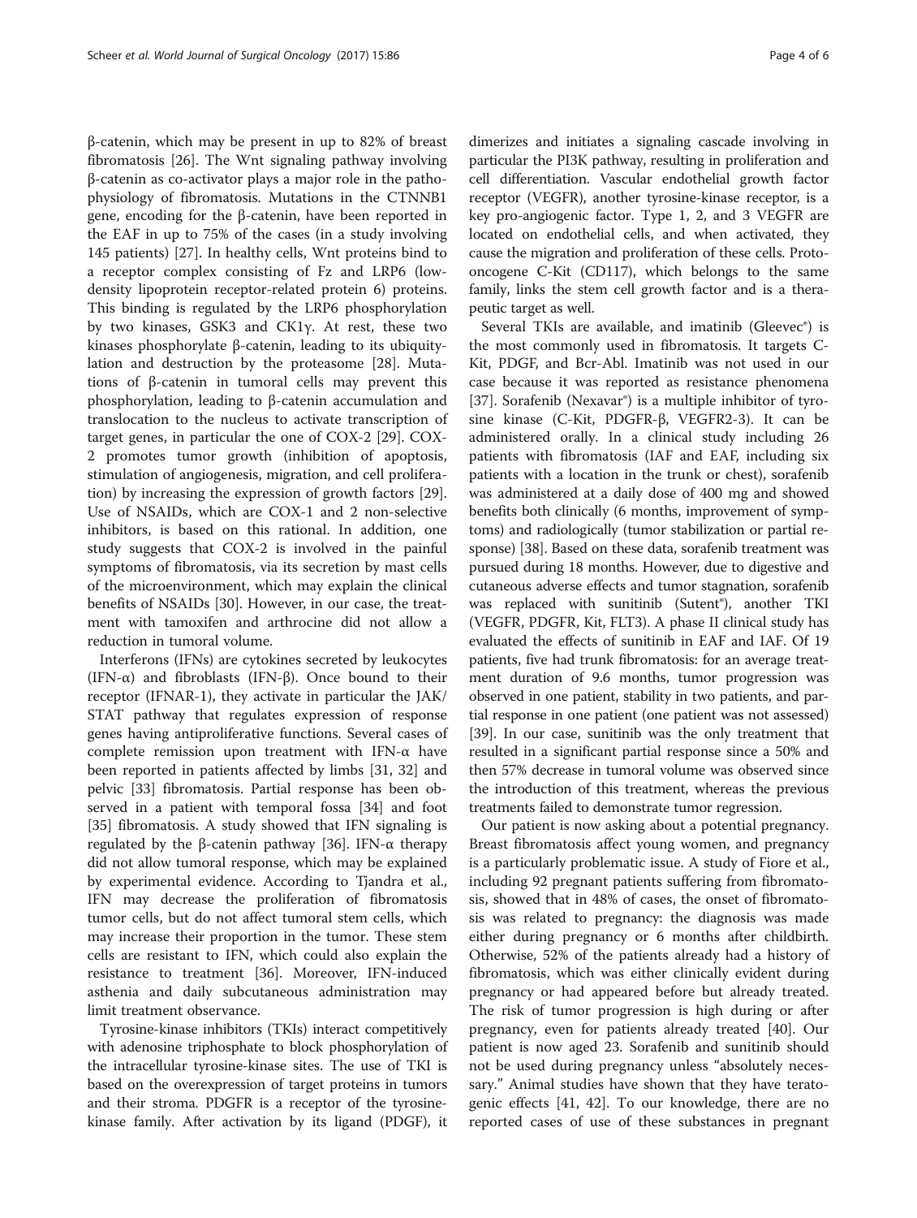β-catenin, which may be present in up to 82% of breast fibromatosis [26]. The Wnt signaling pathway involving β-catenin as co-activator plays a major role in the pathophysiology of fibromatosis. Mutations in the CTNNB1 gene, encoding for the β-catenin, have been reported in the EAF in up to 75% of the cases (in a study involving 145 patients) [27]. In healthy cells, Wnt proteins bind to a receptor complex consisting of Fz and LRP6 (low-density lipoprotein receptor-related protein 6) proteins. This binding is regulated by the LRP6 phosphorylation by two kinases, GSK3 and CK1γ. At rest, these two kinases phosphorylate β-catenin, leading to its ubiquitylation and destruction by the proteasome [28]. Mutations of β-catenin in tumoral cells may prevent this phosphorylation, leading to β-catenin accumulation and translocation to the nucleus to activate transcription of target genes, in particular the one of COX-2 [29]. COX-2 promotes tumor growth (inhibition of apoptosis, stimulation of angiogenesis, migration, and cell proliferation) by increasing the expression of growth factors [29]. Use of NSAIDs, which are COX-1 and 2 non-selective inhibitors, is based on this rational. In addition, one study suggests that COX-2 is involved in the painful symptoms of fibromatosis, via its secretion by mast cells of the microenvironment, which may explain the clinical benefits of NSAIDs [30]. However, in our case, the treatment with tamoxifen and arthrocine did not allow a reduction in tumoral volume.

Interferons (IFNs) are cytokines secreted by leukocytes (IFN-α) and fibroblasts (IFN-β). Once bound to their receptor (IFNAR-1), they activate in particular the JAK/STAT pathway that regulates expression of response genes having antiproliferative functions. Several cases of complete remission upon treatment with IFN-α have been reported in patients affected by limbs [31, 32] and pelvic [33] fibromatosis. Partial response has been observed in a patient with temporal fossa [34] and foot [35] fibromatosis. A study showed that IFN signaling is regulated by the β-catenin pathway [36]. IFN-α therapy did not allow tumoral response, which may be explained by experimental evidence. According to Tjandra et al., IFN may decrease the proliferation of fibromatosis tumor cells, but do not affect tumoral stem cells, which may increase their proportion in the tumor. These stem cells are resistant to IFN, which could also explain the resistance to treatment [36]. Moreover, IFN-induced asthenia and daily subcutaneous administration may limit treatment observance.

Tyrosine-kinase inhibitors (TKIs) interact competitively with adenosine triphosphate to block phosphorylation of the intracellular tyrosine-kinase sites. The use of TKI is based on the overexpression of target proteins in tumors and their stroma. PDGFR is a receptor of the tyrosine-kinase family. After activation by its ligand (PDGF), it dimerizes and initiates a signaling cascade involving in particular the PI3K pathway, resulting in proliferation and cell differentiation. Vascular endothelial growth factor receptor (VEGFR), another tyrosine-kinase receptor, is a key pro-angiogenic factor. Type 1, 2, and 3 VEGFR are located on endothelial cells, and when activated, they cause the migration and proliferation of these cells. Proto-oncogene C-Kit (CD117), which belongs to the same family, links the stem cell growth factor and is a therapeutic target as well.

Several TKIs are available, and imatinib (Gleevec®) is the most commonly used in fibromatosis. It targets C-Kit, PDGF, and Bcr-Abl. Imatinib was not used in our case because it was reported as resistance phenomena [37]. Sorafenib (Nexavar®) is a multiple inhibitor of tyrosine kinase (C-Kit, PDGFR-β, VEGFR2-3). It can be administered orally. In a clinical study including 26 patients with fibromatosis (IAF and EAF, including six patients with a location in the trunk or chest), sorafenib was administered at a daily dose of 400 mg and showed benefits both clinically (6 months, improvement of symptoms) and radiologically (tumor stabilization or partial response) [38]. Based on these data, sorafenib treatment was pursued during 18 months. However, due to digestive and cutaneous adverse effects and tumor stagnation, sorafenib was replaced with sunitinib (Sutent®), another TKI (VEGFR, PDGFR, Kit, FLT3). A phase II clinical study has evaluated the effects of sunitinib in EAF and IAF. Of 19 patients, five had trunk fibromatosis: for an average treatment duration of 9.6 months, tumor progression was observed in one patient, stability in two patients, and partial response in one patient (one patient was not assessed) [39]. In our case, sunitinib was the only treatment that resulted in a significant partial response since a 50% and then 57% decrease in tumoral volume was observed since the introduction of this treatment, whereas the previous treatments failed to demonstrate tumor regression.

Our patient is now asking about a potential pregnancy. Breast fibromatosis affect young women, and pregnancy is a particularly problematic issue. A study of Fiore et al., including 92 pregnant patients suffering from fibromatosis, showed that in 48% of cases, the onset of fibromatosis was related to pregnancy: the diagnosis was made either during pregnancy or 6 months after childbirth. Otherwise, 52% of the patients already had a history of fibromatosis, which was either clinically evident during pregnancy or had appeared before but already treated. The risk of tumor progression is high during or after pregnancy, even for patients already treated [40]. Our patient is now aged 23. Sorafenib and sunitinib should not be used during pregnancy unless "absolutely necessary." Animal studies have shown that they have teratogenic effects [41, 42]. To our knowledge, there are no reported cases of use of these substances in pregnant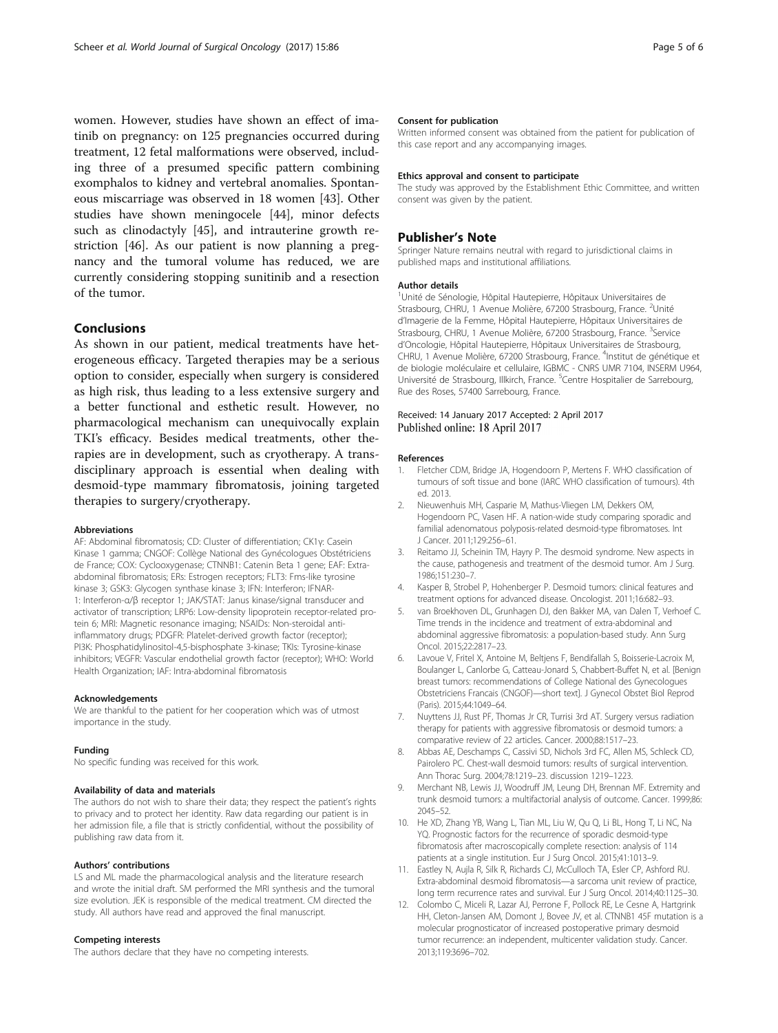women. However, studies have shown an effect of imatinib on pregnancy: on 125 pregnancies occurred during treatment, 12 fetal malformations were observed, including three of a presumed specific pattern combining exomphalos to kidney and vertebral anomalies. Spontaneous miscarriage was observed in 18 women [43]. Other studies have shown meningocele [44], minor defects such as clinodactyly [45], and intrauterine growth restriction [46]. As our patient is now planning a pregnancy and the tumoral volume has reduced, we are currently considering stopping sunitinib and a resection of the tumor.

## Conclusions

As shown in our patient, medical treatments have heterogeneous efficacy. Targeted therapies may be a serious option to consider, especially when surgery is considered as high risk, thus leading to a less extensive surgery and a better functional and esthetic result. However, no pharmacological mechanism can unequivocally explain TKI's efficacy. Besides medical treatments, other therapies are in development, such as cryotherapy. A transdisciplinary approach is essential when dealing with desmoid-type mammary fibromatosis, joining targeted therapies to surgery/cryotherapy.

#### Abbreviations

AF: Abdominal fibromatosis; CD: Cluster of differentiation; CK1γ: Casein Kinase 1 gamma; CNGOF: Collège National des Gynécologues Obstétriciens de France; COX: Cyclooxygenase; CTNNB1: Catenin Beta 1 gene; EAF: Extra-abdominal fibromatosis; ERs: Estrogen receptors; FLT3: Fms-like tyrosine kinase 3; GSK3: Glycogen synthase kinase 3; IFN: Interferon; IFNAR-1: Interferon-α/β receptor 1; JAK/STAT: Janus kinase/signal transducer and activator of transcription; LRP6: Low-density lipoprotein receptor-related protein 6; MRI: Magnetic resonance imaging; NSAIDs: Non-steroidal anti-inflammatory drugs; PDGFR: Platelet-derived growth factor (receptor); PI3K: Phosphatidylinositol-4,5-bisphosphate 3-kinase; TKIs: Tyrosine-kinase inhibitors; VEGFR: Vascular endothelial growth factor (receptor); WHO: World Health Organization; IAF: Intra-abdominal fibromatosis

#### Acknowledgements

We are thankful to the patient for her cooperation which was of utmost importance in the study.

#### Funding

No specific funding was received for this work.

#### Availability of data and materials

The authors do not wish to share their data; they respect the patient's rights to privacy and to protect her identity. Raw data regarding our patient is in her admission file, a file that is strictly confidential, without the possibility of publishing raw data from it.

#### Authors' contributions

LS and ML made the pharmacological analysis and the literature research and wrote the initial draft. SM performed the MRI synthesis and the tumoral size evolution. JEK is responsible of the medical treatment. CM directed the study. All authors have read and approved the final manuscript.

#### Competing interests

The authors declare that they have no competing interests.

#### Consent for publication

Written informed consent was obtained from the patient for publication of this case report and any accompanying images.

#### Ethics approval and consent to participate

The study was approved by the Establishment Ethic Committee, and written consent was given by the patient.

## Publisher's Note

Springer Nature remains neutral with regard to jurisdictional claims in published maps and institutional affiliations.

#### Author details

[1]Unité de Sénologie, Hôpital Hautepierre, Hôpitaux Universitaires de Strasbourg, CHRU, 1 Avenue Molière, 67200 Strasbourg, France. [2]Unité d'Imagerie de la Femme, Hôpital Hautepierre, Hôpitaux Universitaires de Strasbourg, CHRU, 1 Avenue Molière, 67200 Strasbourg, France. [3]Service d'Oncologie, Hôpital Hautepierre, Hôpitaux Universitaires de Strasbourg, CHRU, 1 Avenue Molière, 67200 Strasbourg, France. [4]Institut de génétique et de biologie moléculaire et cellulaire, IGBMC - CNRS UMR 7104, INSERM U964, Université de Strasbourg, Illkirch, France. [5]Centre Hospitalier de Sarrebourg, Rue des Roses, 57400 Sarrebourg, France.

Received: 14 January 2017 Accepted: 2 April 2017
Published online: 18 April 2017

#### References

1. Fletcher CDM, Bridge JA, Hogendoorn P, Mertens F. WHO classification of tumours of soft tissue and bone (IARC WHO classification of tumours). 4th ed. 2013.
2. Nieuwenhuis MH, Casparie M, Mathus-Vliegen LM, Dekkers OM, Hogendoorn PC, Vasen HF. A nation-wide study comparing sporadic and familial adenomatous polyposis-related desmoid-type fibromatoses. Int J Cancer. 2011;129:256–61.
3. Reitamo JJ, Scheinin TM, Hayry P. The desmoid syndrome. New aspects in the cause, pathogenesis and treatment of the desmoid tumor. Am J Surg. 1986;151:230–7.
4. Kasper B, Strobel P, Hohenberger P. Desmoid tumors: clinical features and treatment options for advanced disease. Oncologist. 2011;16:682–93.
5. van Broekhoven DL, Grunhagen DJ, den Bakker MA, van Dalen T, Verhoef C. Time trends in the incidence and treatment of extra-abdominal and abdominal aggressive fibromatosis: a population-based study. Ann Surg Oncol. 2015;22:2817–23.
6. Lavoue V, Fritel X, Antoine M, Beltjens F, Bendifallah S, Boisserie-Lacroix M, Boulanger L, Canlorbe G, Catteau-Jonard S, Chabbert-Buffet N, et al. [Benign breast tumors: recommendations of College National des Gynecologues Obstetriciens Francais (CNGOF)—short text]. J Gynecol Obstet Biol Reprod (Paris). 2015;44:1049–64.
7. Nuyttens JJ, Rust PF, Thomas Jr CR, Turrisi 3rd AT. Surgery versus radiation therapy for patients with aggressive fibromatosis or desmoid tumors: a comparative review of 22 articles. Cancer. 2000;88:1517–23.
8. Abbas AE, Deschamps C, Cassivi SD, Nichols 3rd FC, Allen MS, Schleck CD, Pairolero PC. Chest-wall desmoid tumors: results of surgical intervention. Ann Thorac Surg. 2004;78:1219–23. discussion 1219–1223.
9. Merchant NB, Lewis JJ, Woodruff JM, Leung DH, Brennan MF. Extremity and trunk desmoid tumors: a multifactorial analysis of outcome. Cancer. 1999;86:2045–52.
10. He XD, Zhang YB, Wang L, Tian ML, Liu W, Qu Q, Li BL, Hong T, Li NC, Na YQ. Prognostic factors for the recurrence of sporadic desmoid-type fibromatosis after macroscopically complete resection: analysis of 114 patients at a single institution. Eur J Surg Oncol. 2015;41:1013–9.
11. Eastley N, Aujla R, Silk R, Richards CJ, McCulloch TA, Esler CP, Ashford RU. Extra-abdominal desmoid fibromatosis—a sarcoma unit review of practice, long term recurrence rates and survival. Eur J Surg Oncol. 2014;40:1125–30.
12. Colombo C, Miceli R, Lazar AJ, Perrone F, Pollock RE, Le Cesne A, Hartgrink HH, Cleton-Jansen AM, Domont J, Bovee JV, et al. CTNNB1 45F mutation is a molecular prognosticator of increased postoperative primary desmoid tumor recurrence: an independent, multicenter validation study. Cancer. 2013;119:3696–702.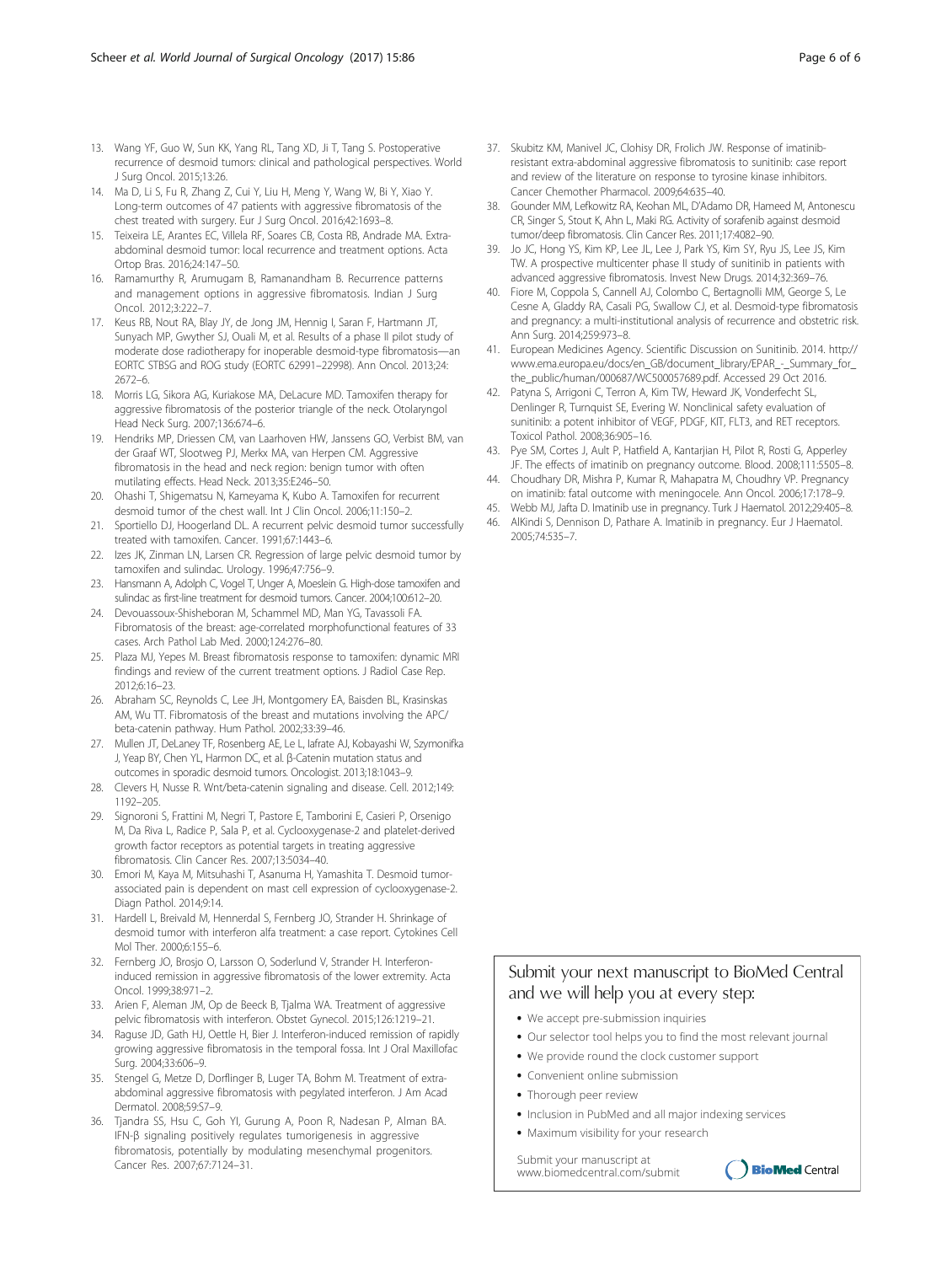13. Wang YF, Guo W, Sun KK, Yang RL, Tang XD, Ji T, Tang S. Postoperative recurrence of desmoid tumors: clinical and pathological perspectives. World J Surg Oncol. 2015;13:26.
14. Ma D, Li S, Fu R, Zhang Z, Cui Y, Liu H, Meng Y, Wang W, Bi Y, Xiao Y. Long-term outcomes of 47 patients with aggressive fibromatosis of the chest treated with surgery. Eur J Surg Oncol. 2016;42:1693–8.
15. Teixeira LE, Arantes EC, Villela RF, Soares CB, Costa RB, Andrade MA. Extra-abdominal desmoid tumor: local recurrence and treatment options. Acta Ortop Bras. 2016;24:147–50.
16. Ramamurthy R, Arumugam B, Ramanandham B. Recurrence patterns and management options in aggressive fibromatosis. Indian J Surg Oncol. 2012;3:222–7.
17. Keus RB, Nout RA, Blay JY, de Jong JM, Hennig I, Saran F, Hartmann JT, Sunyach MP, Gwyther SJ, Ouali M, et al. Results of a phase II pilot study of moderate dose radiotherapy for inoperable desmoid-type fibromatosis—an EORTC STBSG and ROG study (EORTC 62991–22998). Ann Oncol. 2013;24:2672–6.
18. Morris LG, Sikora AG, Kuriakose MA, DeLacure MD. Tamoxifen therapy for aggressive fibromatosis of the posterior triangle of the neck. Otolaryngol Head Neck Surg. 2007;136:674–6.
19. Hendriks MP, Driessen CM, van Laarhoven HW, Janssens GO, Verbist BM, van der Graaf WT, Slootweg PJ, Merkx MA, van Herpen CM. Aggressive fibromatosis in the head and neck region: benign tumor with often mutilating effects. Head Neck. 2013;35:E246–50.
20. Ohashi T, Shigematsu N, Kameyama K, Kubo A. Tamoxifen for recurrent desmoid tumor of the chest wall. Int J Clin Oncol. 2006;11:150–2.
21. Sportiello DJ, Hoogerland DL. A recurrent pelvic desmoid tumor successfully treated with tamoxifen. Cancer. 1991;67:1443–6.
22. Izes JK, Zinman LN, Larsen CR. Regression of large pelvic desmoid tumor by tamoxifen and sulindac. Urology. 1996;47:756–9.
23. Hansmann A, Adolph C, Vogel T, Unger A, Moeslein G. High-dose tamoxifen and sulindac as first-line treatment for desmoid tumors. Cancer. 2004;100:612–20.
24. Devouassoux-Shisheboran M, Schammel MD, Man YG, Tavassoli FA. Fibromatosis of the breast: age-correlated morphofunctional features of 33 cases. Arch Pathol Lab Med. 2000;124:276–80.
25. Plaza MJ, Yepes M. Breast fibromatosis response to tamoxifen: dynamic MRI findings and review of the current treatment options. J Radiol Case Rep. 2012;6:16–23.
26. Abraham SC, Reynolds C, Lee JH, Montgomery EA, Baisden BL, Krasinskas AM, Wu TT. Fibromatosis of the breast and mutations involving the APC/beta-catenin pathway. Hum Pathol. 2002;33:39–46.
27. Mullen JT, DeLaney TF, Rosenberg AE, Le L, Iafrate AJ, Kobayashi W, Szymonifka J, Yeap BY, Chen YL, Harmon DC, et al. β-Catenin mutation status and outcomes in sporadic desmoid tumors. Oncologist. 2013;18:1043–9.
28. Clevers H, Nusse R. Wnt/beta-catenin signaling and disease. Cell. 2012;149:1192–205.
29. Signoroni S, Frattini M, Negri T, Pastore E, Tamborini E, Casieri P, Orsenigo M, Da Riva L, Radice P, Sala P, et al. Cyclooxygenase-2 and platelet-derived growth factor receptors as potential targets in treating aggressive fibromatosis. Clin Cancer Res. 2007;13:5034–40.
30. Emori M, Kaya M, Mitsuhashi T, Asanuma H, Yamashita T. Desmoid tumor-associated pain is dependent on mast cell expression of cyclooxygenase-2. Diagn Pathol. 2014;9:14.
31. Hardell L, Breivald M, Hennerdal S, Fernberg JO, Strander H. Shrinkage of desmoid tumor with interferon alfa treatment: a case report. Cytokines Cell Mol Ther. 2000;6:155–6.
32. Fernberg JO, Brosjo O, Larsson O, Soderlund V, Strander H. Interferon-induced remission in aggressive fibromatosis of the lower extremity. Acta Oncol. 1999;38:971–2.
33. Arien F, Aleman JM, Op de Beeck B, Tjalma WA. Treatment of aggressive pelvic fibromatosis with interferon. Obstet Gynecol. 2015;126:1219–21.
34. Raguse JD, Gath HJ, Oettle H, Bier J. Interferon-induced remission of rapidly growing aggressive fibromatosis in the temporal fossa. Int J Oral Maxillofac Surg. 2004;33:606–9.
35. Stengel G, Metze D, Dorflinger B, Luger TA, Bohm M. Treatment of extra-abdominal aggressive fibromatosis with pegylated interferon. J Am Acad Dermatol. 2008;59:S7–9.
36. Tjandra SS, Hsu C, Goh YI, Gurung A, Poon R, Nadesan P, Alman BA. IFN-β signaling positively regulates tumorigenesis in aggressive fibromatosis, potentially by modulating mesenchymal progenitors. Cancer Res. 2007;67:7124–31.
37. Skubitz KM, Manivel JC, Clohisy DR, Frolich JW. Response of imatinib-resistant extra-abdominal aggressive fibromatosis to sunitinib: case report and review of the literature on response to tyrosine kinase inhibitors. Cancer Chemother Pharmacol. 2009;64:635–40.
38. Gounder MM, Lefkowitz RA, Keohan ML, D'Adamo DR, Hameed M, Antonescu CR, Singer S, Stout K, Ahn L, Maki RG. Activity of sorafenib against desmoid tumor/deep fibromatosis. Clin Cancer Res. 2011;17:4082–90.
39. Jo JC, Hong YS, Kim KP, Lee JL, Lee J, Park YS, Kim SY, Ryu JS, Lee JS, Kim TW. A prospective multicenter phase II study of sunitinib in patients with advanced aggressive fibromatosis. Invest New Drugs. 2014;32:369–76.
40. Fiore M, Coppola S, Cannell AJ, Colombo C, Bertagnolli MM, George S, Le Cesne A, Gladdy RA, Casali PG, Swallow CJ, et al. Desmoid-type fibromatosis and pregnancy: a multi-institutional analysis of recurrence and obstetric risk. Ann Surg. 2014;259:973–8.
41. European Medicines Agency. Scientific Discussion on Sunitinib. 2014. http://www.ema.europa.eu/docs/en_GB/document_library/EPAR_-_Summary_for_the_public/human/000687/WC500057689.pdf. Accessed 29 Oct 2016.
42. Patyna S, Arrigoni C, Terron A, Kim TW, Heward JK, Vonderfecht SL, Denlinger R, Turnquist SE, Evering W. Nonclinical safety evaluation of sunitinib: a potent inhibitor of VEGF, PDGF, KIT, FLT3, and RET receptors. Toxicol Pathol. 2008;36:905–16.
43. Pye SM, Cortes J, Ault P, Hatfield A, Kantarjian H, Pilot R, Rosti G, Apperley JF. The effects of imatinib on pregnancy outcome. Blood. 2008;111:5505–8.
44. Choudhary DR, Mishra P, Kumar R, Mahapatra M, Choudhry VP. Pregnancy on imatinib: fatal outcome with meningocele. Ann Oncol. 2006;17:178–9.
45. Webb MJ, Jafta D. Imatinib use in pregnancy. Turk J Haematol. 2012;29:405–8.
46. AlKindi S, Dennison D, Pathare A. Imatinib in pregnancy. Eur J Haematol. 2005;74:535–7.